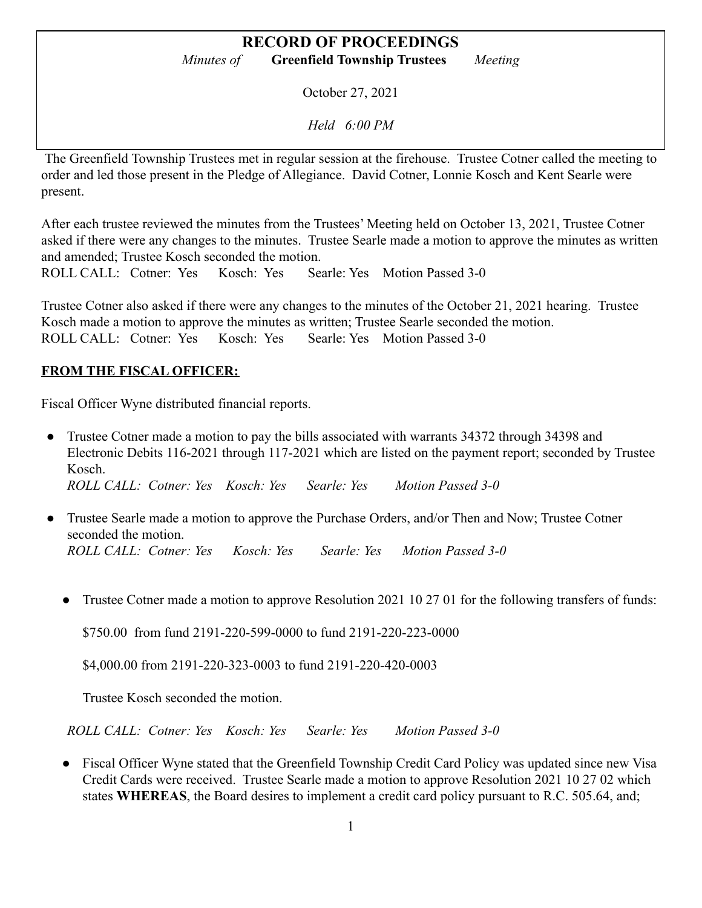# RECORD OF PROCEEDINGS

*Minutes of* **Greenfield Township Trustees** *Meeting*

October 27, 2021

*Held 6:00 PM*

The Greenfield Township Trustees met in regular session at the firehouse. Trustee Cotner called the meeting to order and led those present in the Pledge of Allegiance. David Cotner, Lonnie Kosch and Kent Searle were present.

After each trustee reviewed the minutes from the Trustees' Meeting held on October 13, 2021, Trustee Cotner asked if there were any changes to the minutes. Trustee Searle made a motion to approve the minutes as written and amended; Trustee Kosch seconded the motion.
ROLL CALL: Cotner: Yes Kosch: Yes Searle: Yes Motion Passed 3-0

Trustee Cotner also asked if there were any changes to the minutes of the October 21, 2021 hearing. Trustee Kosch made a motion to approve the minutes as written; Trustee Searle seconded the motion.
ROLL CALL: Cotner: Yes Kosch: Yes Searle: Yes Motion Passed 3-0

## FROM THE FISCAL OFFICER:

Fiscal Officer Wyne distributed financial reports.

- Trustee Cotner made a motion to pay the bills associated with warrants 34372 through 34398 and Electronic Debits 116-2021 through 117-2021 which are listed on the payment report; seconded by Trustee Kosch.
  *ROLL CALL: Cotner: Yes Kosch: Yes Searle: Yes Motion Passed 3-0*

- Trustee Searle made a motion to approve the Purchase Orders, and/or Then and Now; Trustee Cotner seconded the motion.
  *ROLL CALL: Cotner: Yes Kosch: Yes Searle: Yes Motion Passed 3-0*

- Trustee Cotner made a motion to approve Resolution 2021 10 27 01 for the following transfers of funds:

  $750.00 from fund 2191-220-599-0000 to fund 2191-220-223-0000

  $4,000.00 from 2191-220-323-0003 to fund 2191-220-420-0003

  Trustee Kosch seconded the motion.

  *ROLL CALL: Cotner: Yes Kosch: Yes Searle: Yes Motion Passed 3-0*

- Fiscal Officer Wyne stated that the Greenfield Township Credit Card Policy was updated since new Visa Credit Cards were received. Trustee Searle made a motion to approve Resolution 2021 10 27 02 which states **WHEREAS**, the Board desires to implement a credit card policy pursuant to R.C. 505.64, and;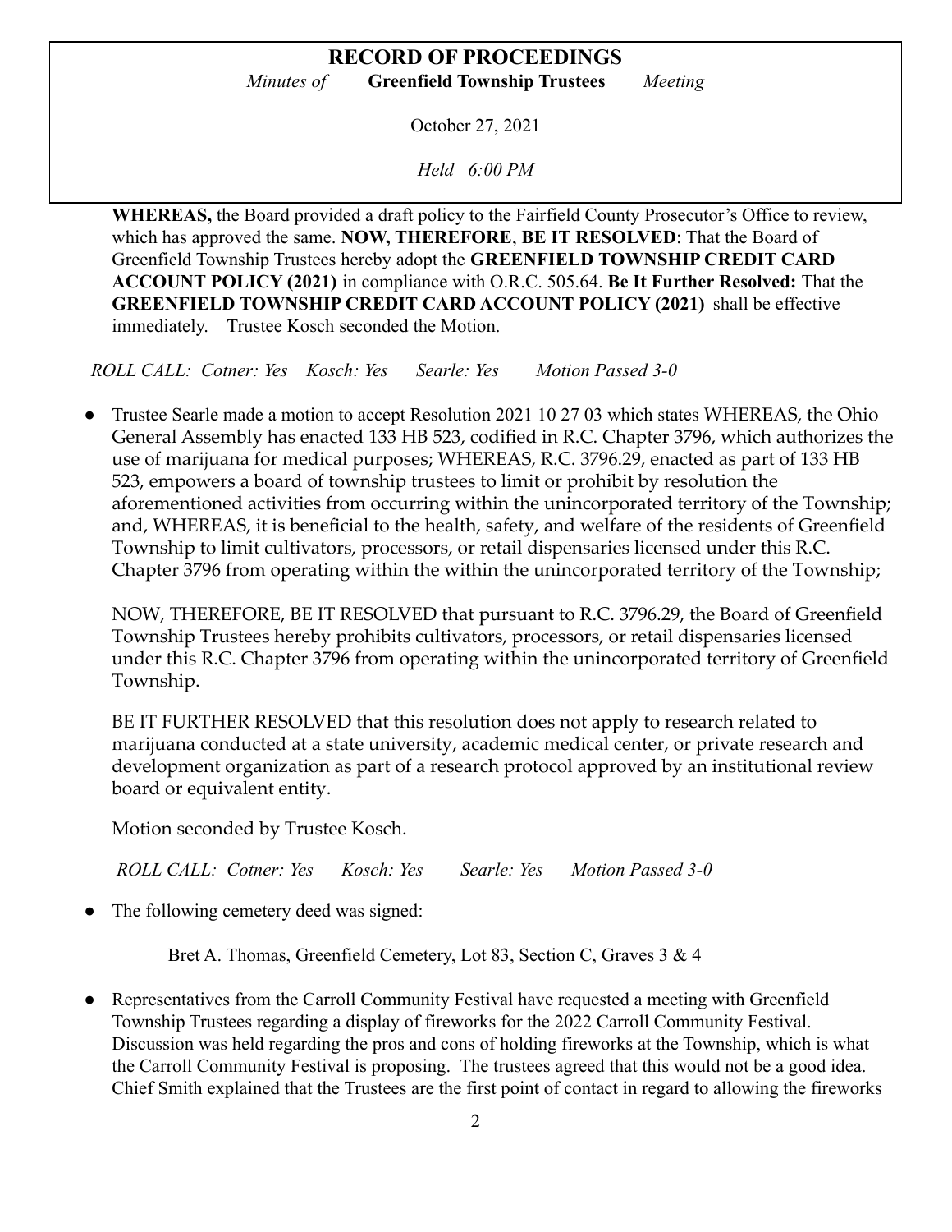# RECORD OF PROCEEDINGS

*Minutes of* **Greenfield Township Trustees** *Meeting*

October 27, 2021

*Held 6:00 PM*

**WHEREAS,** the Board provided a draft policy to the Fairfield County Prosecutor's Office to review, which has approved the same. **NOW, THEREFORE**, **BE IT RESOLVED**: That the Board of Greenfield Township Trustees hereby adopt the **GREENFIELD TOWNSHIP CREDIT CARD ACCOUNT POLICY (2021)** in compliance with O.R.C. 505.64. **Be It Further Resolved:** That the **GREENFIELD TOWNSHIP CREDIT CARD ACCOUNT POLICY (2021)** shall be effective immediately. Trustee Kosch seconded the Motion.

*ROLL CALL: Cotner: Yes Kosch: Yes Searle: Yes Motion Passed 3-0*

- Trustee Searle made a motion to accept Resolution 2021 10 27 03 which states WHEREAS, the Ohio General Assembly has enacted 133 HB 523, codified in R.C. Chapter 3796, which authorizes the use of marijuana for medical purposes; WHEREAS, R.C. 3796.29, enacted as part of 133 HB 523, empowers a board of township trustees to limit or prohibit by resolution the aforementioned activities from occurring within the unincorporated territory of the Township; and, WHEREAS, it is beneficial to the health, safety, and welfare of the residents of Greenfield Township to limit cultivators, processors, or retail dispensaries licensed under this R.C. Chapter 3796 from operating within the within the unincorporated territory of the Township;

  NOW, THEREFORE, BE IT RESOLVED that pursuant to R.C. 3796.29, the Board of Greenfield Township Trustees hereby prohibits cultivators, processors, or retail dispensaries licensed under this R.C. Chapter 3796 from operating within the unincorporated territory of Greenfield Township.

  BE IT FURTHER RESOLVED that this resolution does not apply to research related to marijuana conducted at a state university, academic medical center, or private research and development organization as part of a research protocol approved by an institutional review board or equivalent entity.

  Motion seconded by Trustee Kosch.

  *ROLL CALL: Cotner: Yes Kosch: Yes Searle: Yes Motion Passed 3-0*

- The following cemetery deed was signed:

  Bret A. Thomas, Greenfield Cemetery, Lot 83, Section C, Graves 3 & 4

- Representatives from the Carroll Community Festival have requested a meeting with Greenfield Township Trustees regarding a display of fireworks for the 2022 Carroll Community Festival. Discussion was held regarding the pros and cons of holding fireworks at the Township, which is what the Carroll Community Festival is proposing. The trustees agreed that this would not be a good idea. Chief Smith explained that the Trustees are the first point of contact in regard to allowing the fireworks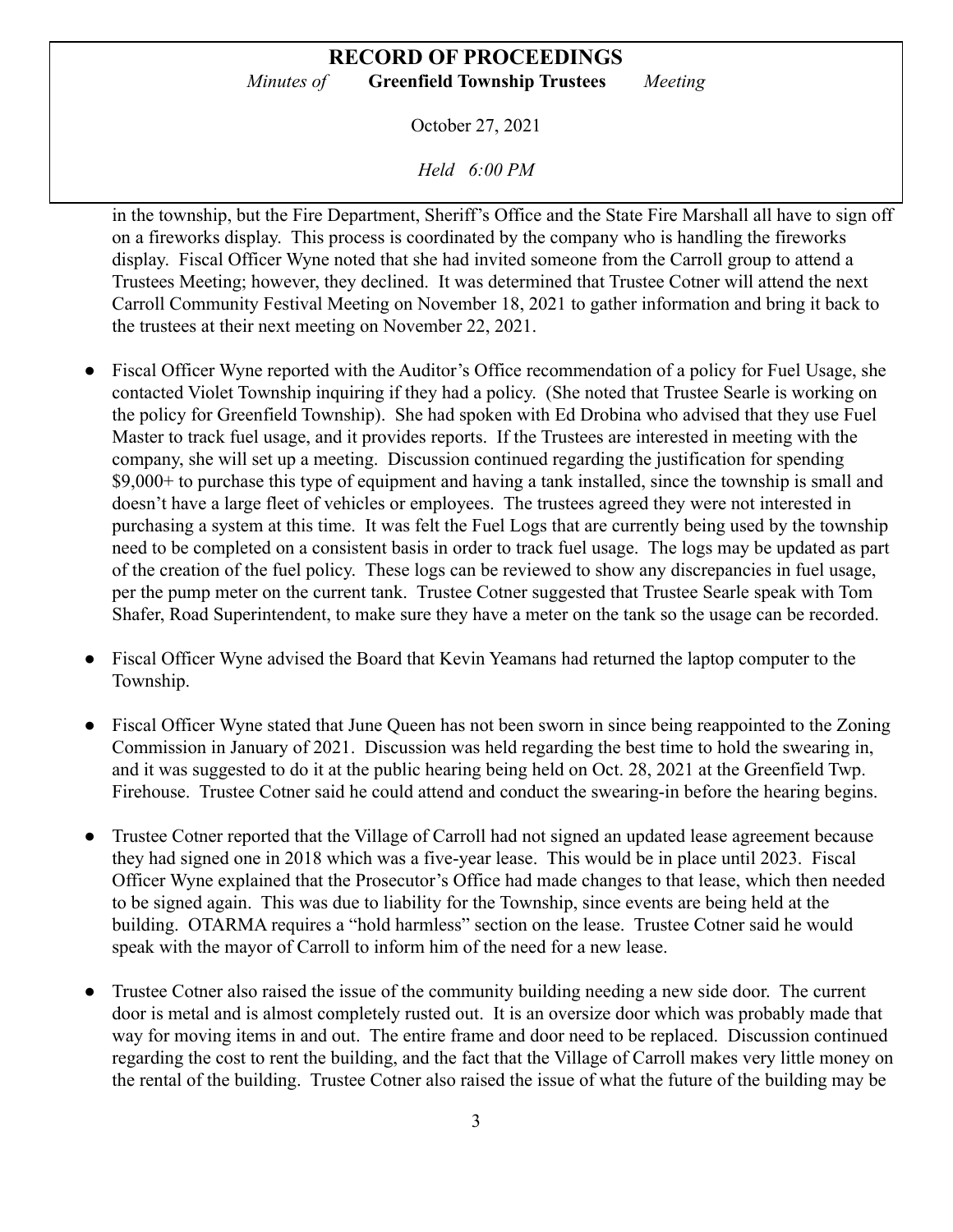in the township, but the Fire Department, Sheriff's Office and the State Fire Marshall all have to sign off on a fireworks display. This process is coordinated by the company who is handling the fireworks display. Fiscal Officer Wyne noted that she had invited someone from the Carroll group to attend a Trustees Meeting; however, they declined. It was determined that Trustee Cotner will attend the next Carroll Community Festival Meeting on November 18, 2021 to gather information and bring it back to the trustees at their next meeting on November 22, 2021.

- Fiscal Officer Wyne reported with the Auditor's Office recommendation of a policy for Fuel Usage, she contacted Violet Township inquiring if they had a policy. (She noted that Trustee Searle is working on the policy for Greenfield Township). She had spoken with Ed Drobina who advised that they use Fuel Master to track fuel usage, and it provides reports. If the Trustees are interested in meeting with the company, she will set up a meeting. Discussion continued regarding the justification for spending $9,000+ to purchase this type of equipment and having a tank installed, since the township is small and doesn't have a large fleet of vehicles or employees. The trustees agreed they were not interested in purchasing a system at this time. It was felt the Fuel Logs that are currently being used by the township need to be completed on a consistent basis in order to track fuel usage. The logs may be updated as part of the creation of the fuel policy. These logs can be reviewed to show any discrepancies in fuel usage, per the pump meter on the current tank. Trustee Cotner suggested that Trustee Searle speak with Tom Shafer, Road Superintendent, to make sure they have a meter on the tank so the usage can be recorded.

- Fiscal Officer Wyne advised the Board that Kevin Yeamans had returned the laptop computer to the Township.

- Fiscal Officer Wyne stated that June Queen has not been sworn in since being reappointed to the Zoning Commission in January of 2021. Discussion was held regarding the best time to hold the swearing in, and it was suggested to do it at the public hearing being held on Oct. 28, 2021 at the Greenfield Twp. Firehouse. Trustee Cotner said he could attend and conduct the swearing-in before the hearing begins.

- Trustee Cotner reported that the Village of Carroll had not signed an updated lease agreement because they had signed one in 2018 which was a five-year lease. This would be in place until 2023. Fiscal Officer Wyne explained that the Prosecutor's Office had made changes to that lease, which then needed to be signed again. This was due to liability for the Township, since events are being held at the building. OTARMA requires a "hold harmless" section on the lease. Trustee Cotner said he would speak with the mayor of Carroll to inform him of the need for a new lease.

- Trustee Cotner also raised the issue of the community building needing a new side door. The current door is metal and is almost completely rusted out. It is an oversize door which was probably made that way for moving items in and out. The entire frame and door need to be replaced. Discussion continued regarding the cost to rent the building, and the fact that the Village of Carroll makes very little money on the rental of the building. Trustee Cotner also raised the issue of what the future of the building may be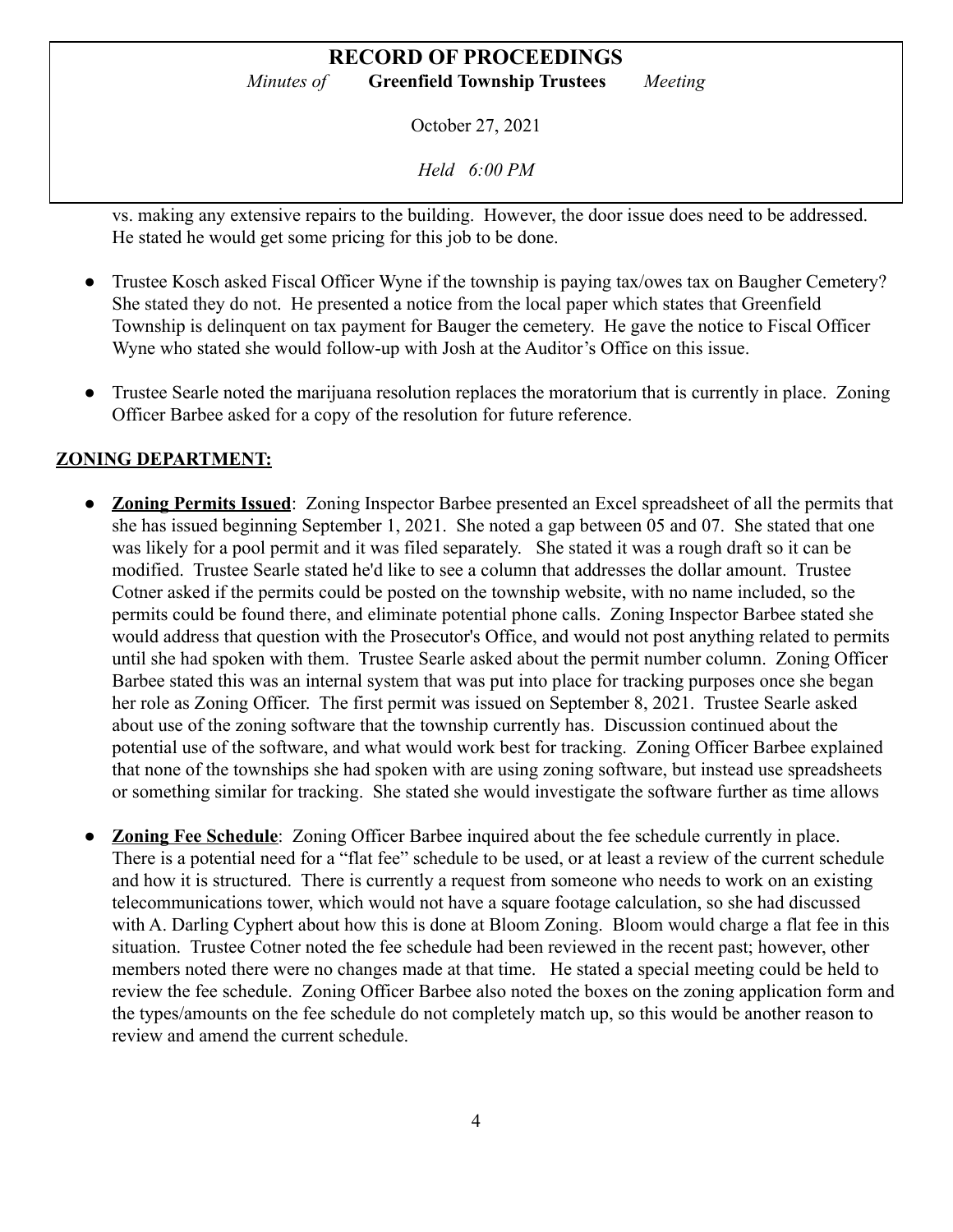vs. making any extensive repairs to the building. However, the door issue does need to be addressed. He stated he would get some pricing for this job to be done.

- Trustee Kosch asked Fiscal Officer Wyne if the township is paying tax/owes tax on Baugher Cemetery? She stated they do not. He presented a notice from the local paper which states that Greenfield Township is delinquent on tax payment for Bauger the cemetery. He gave the notice to Fiscal Officer Wyne who stated she would follow-up with Josh at the Auditor's Office on this issue.

- Trustee Searle noted the marijuana resolution replaces the moratorium that is currently in place. Zoning Officer Barbee asked for a copy of the resolution for future reference.

## ZONING DEPARTMENT:

- **Zoning Permits Issued**: Zoning Inspector Barbee presented an Excel spreadsheet of all the permits that she has issued beginning September 1, 2021. She noted a gap between 05 and 07. She stated that one was likely for a pool permit and it was filed separately. She stated it was a rough draft so it can be modified. Trustee Searle stated he'd like to see a column that addresses the dollar amount. Trustee Cotner asked if the permits could be posted on the township website, with no name included, so the permits could be found there, and eliminate potential phone calls. Zoning Inspector Barbee stated she would address that question with the Prosecutor's Office, and would not post anything related to permits until she had spoken with them. Trustee Searle asked about the permit number column. Zoning Officer Barbee stated this was an internal system that was put into place for tracking purposes once she began her role as Zoning Officer. The first permit was issued on September 8, 2021. Trustee Searle asked about use of the zoning software that the township currently has. Discussion continued about the potential use of the software, and what would work best for tracking. Zoning Officer Barbee explained that none of the townships she had spoken with are using zoning software, but instead use spreadsheets or something similar for tracking. She stated she would investigate the software further as time allows

- **Zoning Fee Schedule**: Zoning Officer Barbee inquired about the fee schedule currently in place. There is a potential need for a "flat fee" schedule to be used, or at least a review of the current schedule and how it is structured. There is currently a request from someone who needs to work on an existing telecommunications tower, which would not have a square footage calculation, so she had discussed with A. Darling Cyphert about how this is done at Bloom Zoning. Bloom would charge a flat fee in this situation. Trustee Cotner noted the fee schedule had been reviewed in the recent past; however, other members noted there were no changes made at that time. He stated a special meeting could be held to review the fee schedule. Zoning Officer Barbee also noted the boxes on the zoning application form and the types/amounts on the fee schedule do not completely match up, so this would be another reason to review and amend the current schedule.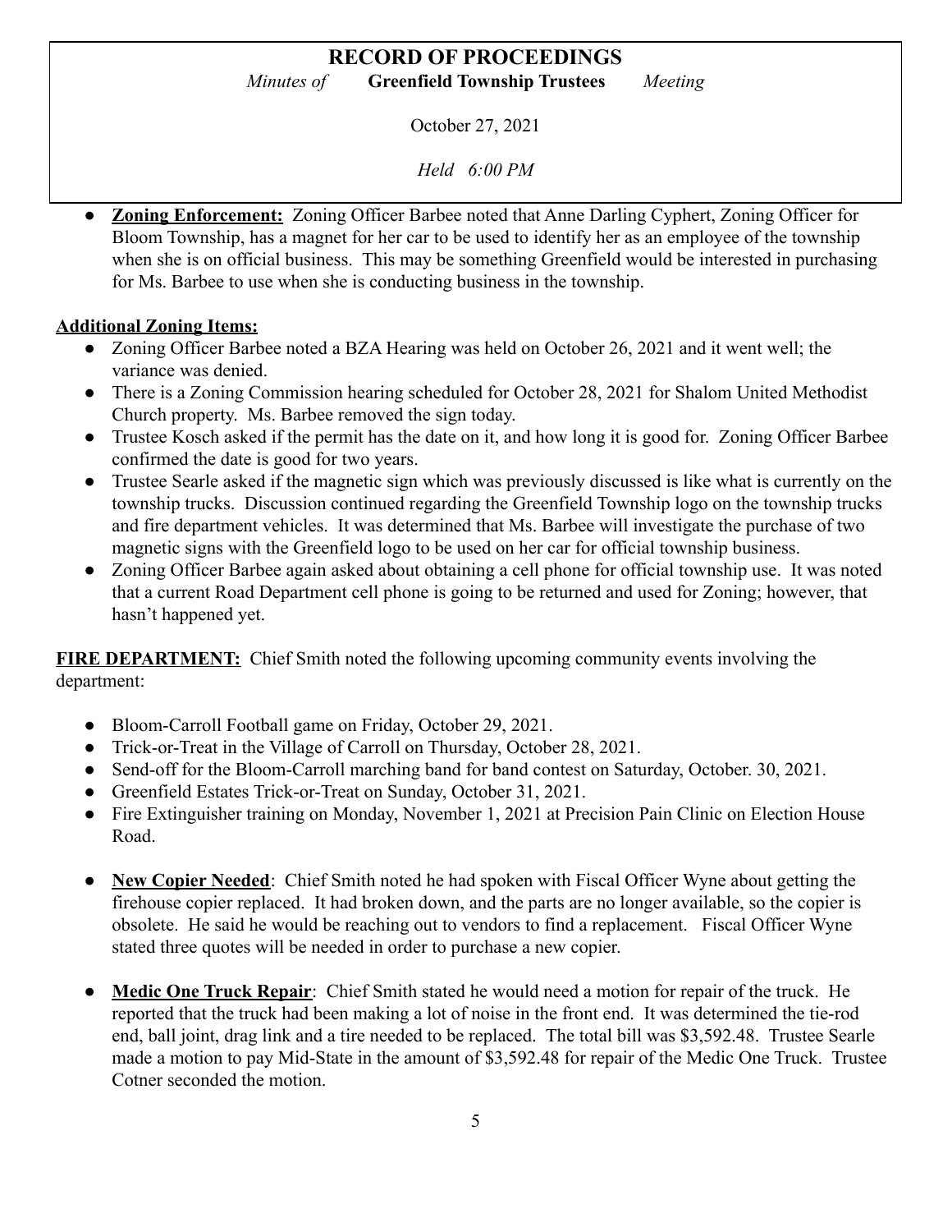- **Zoning Enforcement:** Zoning Officer Barbee noted that Anne Darling Cyphert, Zoning Officer for Bloom Township, has a magnet for her car to be used to identify her as an employee of the township when she is on official business. This may be something Greenfield would be interested in purchasing for Ms. Barbee to use when she is conducting business in the township.

**Additional Zoning Items:**

- Zoning Officer Barbee noted a BZA Hearing was held on October 26, 2021 and it went well; the variance was denied.
- There is a Zoning Commission hearing scheduled for October 28, 2021 for Shalom United Methodist Church property. Ms. Barbee removed the sign today.
- Trustee Kosch asked if the permit has the date on it, and how long it is good for. Zoning Officer Barbee confirmed the date is good for two years.
- Trustee Searle asked if the magnetic sign which was previously discussed is like what is currently on the township trucks. Discussion continued regarding the Greenfield Township logo on the township trucks and fire department vehicles. It was determined that Ms. Barbee will investigate the purchase of two magnetic signs with the Greenfield logo to be used on her car for official township business.
- Zoning Officer Barbee again asked about obtaining a cell phone for official township use. It was noted that a current Road Department cell phone is going to be returned and used for Zoning; however, that hasn't happened yet.

**FIRE DEPARTMENT:** Chief Smith noted the following upcoming community events involving the department:

- Bloom-Carroll Football game on Friday, October 29, 2021.
- Trick-or-Treat in the Village of Carroll on Thursday, October 28, 2021.
- Send-off for the Bloom-Carroll marching band for band contest on Saturday, October. 30, 2021.
- Greenfield Estates Trick-or-Treat on Sunday, October 31, 2021.
- Fire Extinguisher training on Monday, November 1, 2021 at Precision Pain Clinic on Election House Road.

- **New Copier Needed**: Chief Smith noted he had spoken with Fiscal Officer Wyne about getting the firehouse copier replaced. It had broken down, and the parts are no longer available, so the copier is obsolete. He said he would be reaching out to vendors to find a replacement. Fiscal Officer Wyne stated three quotes will be needed in order to purchase a new copier.

- **Medic One Truck Repair**: Chief Smith stated he would need a motion for repair of the truck. He reported that the truck had been making a lot of noise in the front end. It was determined the tie-rod end, ball joint, drag link and a tire needed to be replaced. The total bill was $3,592.48. Trustee Searle made a motion to pay Mid-State in the amount of $3,592.48 for repair of the Medic One Truck. Trustee Cotner seconded the motion.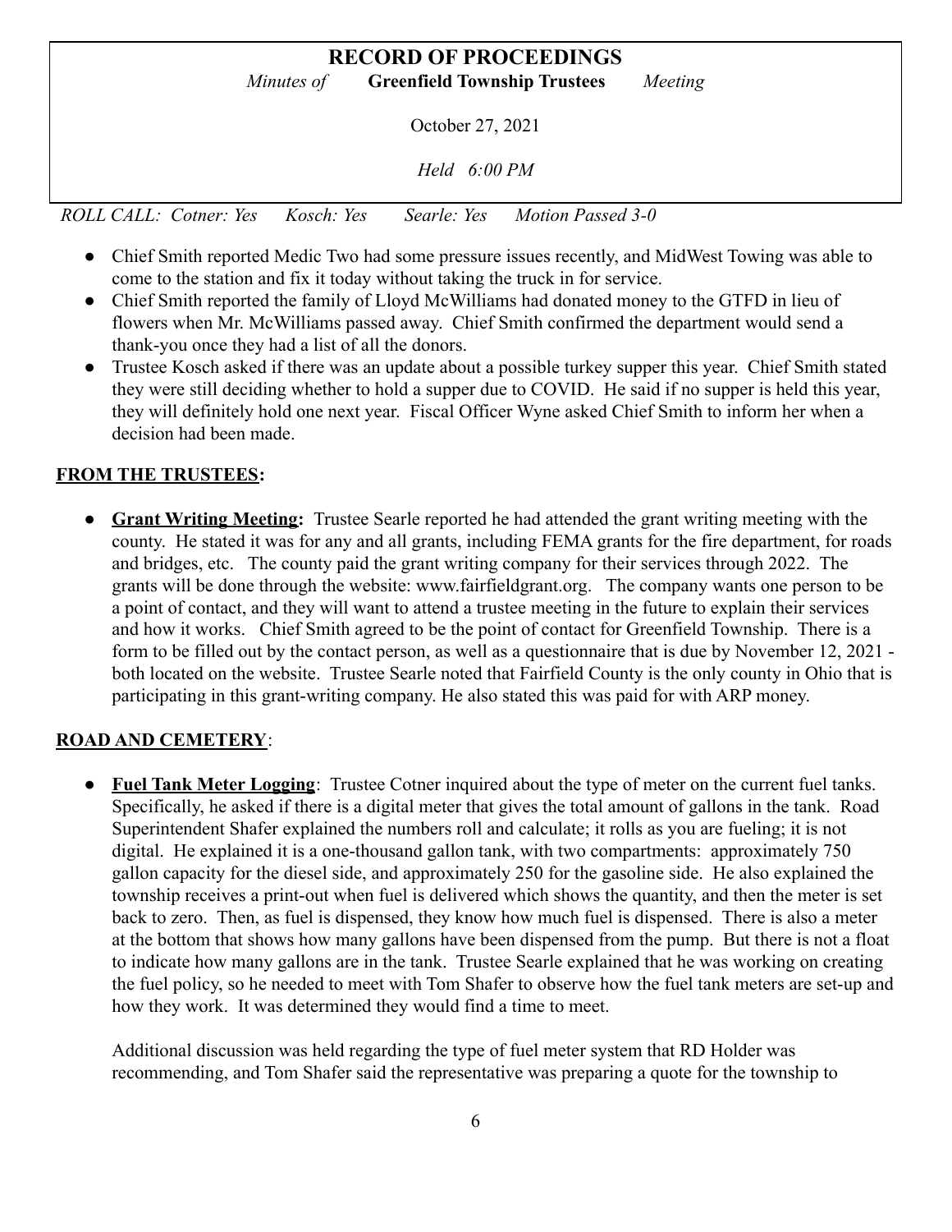**RECORD OF PROCEEDINGS**

*Minutes of* **Greenfield Township Trustees** *Meeting*

October 27, 2021

*Held 6:00 PM*

*ROLL CALL: Cotner: Yes Kosch: Yes Searle: Yes Motion Passed 3-0*

- Chief Smith reported Medic Two had some pressure issues recently, and MidWest Towing was able to come to the station and fix it today without taking the truck in for service.
- Chief Smith reported the family of Lloyd McWilliams had donated money to the GTFD in lieu of flowers when Mr. McWilliams passed away. Chief Smith confirmed the department would send a thank-you once they had a list of all the donors.
- Trustee Kosch asked if there was an update about a possible turkey supper this year. Chief Smith stated they were still deciding whether to hold a supper due to COVID. He said if no supper is held this year, they will definitely hold one next year. Fiscal Officer Wyne asked Chief Smith to inform her when a decision had been made.

**FROM THE TRUSTEES:**

- **Grant Writing Meeting:** Trustee Searle reported he had attended the grant writing meeting with the county. He stated it was for any and all grants, including FEMA grants for the fire department, for roads and bridges, etc. The county paid the grant writing company for their services through 2022. The grants will be done through the website: www.fairfieldgrant.org. The company wants one person to be a point of contact, and they will want to attend a trustee meeting in the future to explain their services and how it works. Chief Smith agreed to be the point of contact for Greenfield Township. There is a form to be filled out by the contact person, as well as a questionnaire that is due by November 12, 2021 - both located on the website. Trustee Searle noted that Fairfield County is the only county in Ohio that is participating in this grant-writing company. He also stated this was paid for with ARP money.

**ROAD AND CEMETERY**:

- **Fuel Tank Meter Logging**: Trustee Cotner inquired about the type of meter on the current fuel tanks. Specifically, he asked if there is a digital meter that gives the total amount of gallons in the tank. Road Superintendent Shafer explained the numbers roll and calculate; it rolls as you are fueling; it is not digital. He explained it is a one-thousand gallon tank, with two compartments: approximately 750 gallon capacity for the diesel side, and approximately 250 for the gasoline side. He also explained the township receives a print-out when fuel is delivered which shows the quantity, and then the meter is set back to zero. Then, as fuel is dispensed, they know how much fuel is dispensed. There is also a meter at the bottom that shows how many gallons have been dispensed from the pump. But there is not a float to indicate how many gallons are in the tank. Trustee Searle explained that he was working on creating the fuel policy, so he needed to meet with Tom Shafer to observe how the fuel tank meters are set-up and how they work. It was determined they would find a time to meet.

  Additional discussion was held regarding the type of fuel meter system that RD Holder was recommending, and Tom Shafer said the representative was preparing a quote for the township to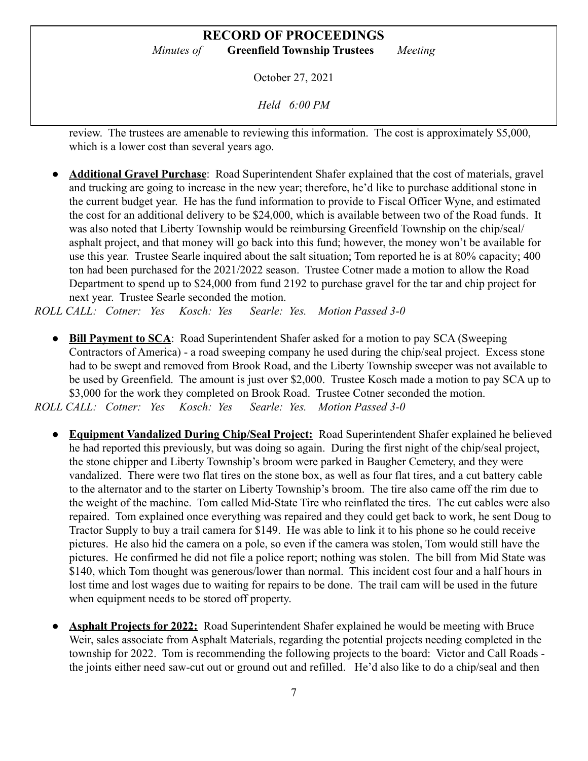review. The trustees are amenable to reviewing this information. The cost is approximately $5,000, which is a lower cost than several years ago.

- **Additional Gravel Purchase**: Road Superintendent Shafer explained that the cost of materials, gravel and trucking are going to increase in the new year; therefore, he'd like to purchase additional stone in the current budget year. He has the fund information to provide to Fiscal Officer Wyne, and estimated the cost for an additional delivery to be $24,000, which is available between two of the Road funds. It was also noted that Liberty Township would be reimbursing Greenfield Township on the chip/seal/ asphalt project, and that money will go back into this fund; however, the money won't be available for use this year. Trustee Searle inquired about the salt situation; Tom reported he is at 80% capacity; 400 ton had been purchased for the 2021/2022 season. Trustee Cotner made a motion to allow the Road Department to spend up to $24,000 from fund 2192 to purchase gravel for the tar and chip project for next year. Trustee Searle seconded the motion.

*ROLL CALL: Cotner: Yes Kosch: Yes Searle: Yes. Motion Passed 3-0*

- **Bill Payment to SCA**: Road Superintendent Shafer asked for a motion to pay SCA (Sweeping Contractors of America) - a road sweeping company he used during the chip/seal project. Excess stone had to be swept and removed from Brook Road, and the Liberty Township sweeper was not available to be used by Greenfield. The amount is just over $2,000. Trustee Kosch made a motion to pay SCA up to $3,000 for the work they completed on Brook Road. Trustee Cotner seconded the motion.

*ROLL CALL: Cotner: Yes Kosch: Yes Searle: Yes. Motion Passed 3-0*

- **Equipment Vandalized During Chip/Seal Project:** Road Superintendent Shafer explained he believed he had reported this previously, but was doing so again. During the first night of the chip/seal project, the stone chipper and Liberty Township's broom were parked in Baugher Cemetery, and they were vandalized. There were two flat tires on the stone box, as well as four flat tires, and a cut battery cable to the alternator and to the starter on Liberty Township's broom. The tire also came off the rim due to the weight of the machine. Tom called Mid-State Tire who reinflated the tires. The cut cables were also repaired. Tom explained once everything was repaired and they could get back to work, he sent Doug to Tractor Supply to buy a trail camera for $149. He was able to link it to his phone so he could receive pictures. He also hid the camera on a pole, so even if the camera was stolen, Tom would still have the pictures. He confirmed he did not file a police report; nothing was stolen. The bill from Mid State was $140, which Tom thought was generous/lower than normal. This incident cost four and a half hours in lost time and lost wages due to waiting for repairs to be done. The trail cam will be used in the future when equipment needs to be stored off property.

- **Asphalt Projects for 2022:** Road Superintendent Shafer explained he would be meeting with Bruce Weir, sales associate from Asphalt Materials, regarding the potential projects needing completed in the township for 2022. Tom is recommending the following projects to the board: Victor and Call Roads - the joints either need saw-cut out or ground out and refilled. He'd also like to do a chip/seal and then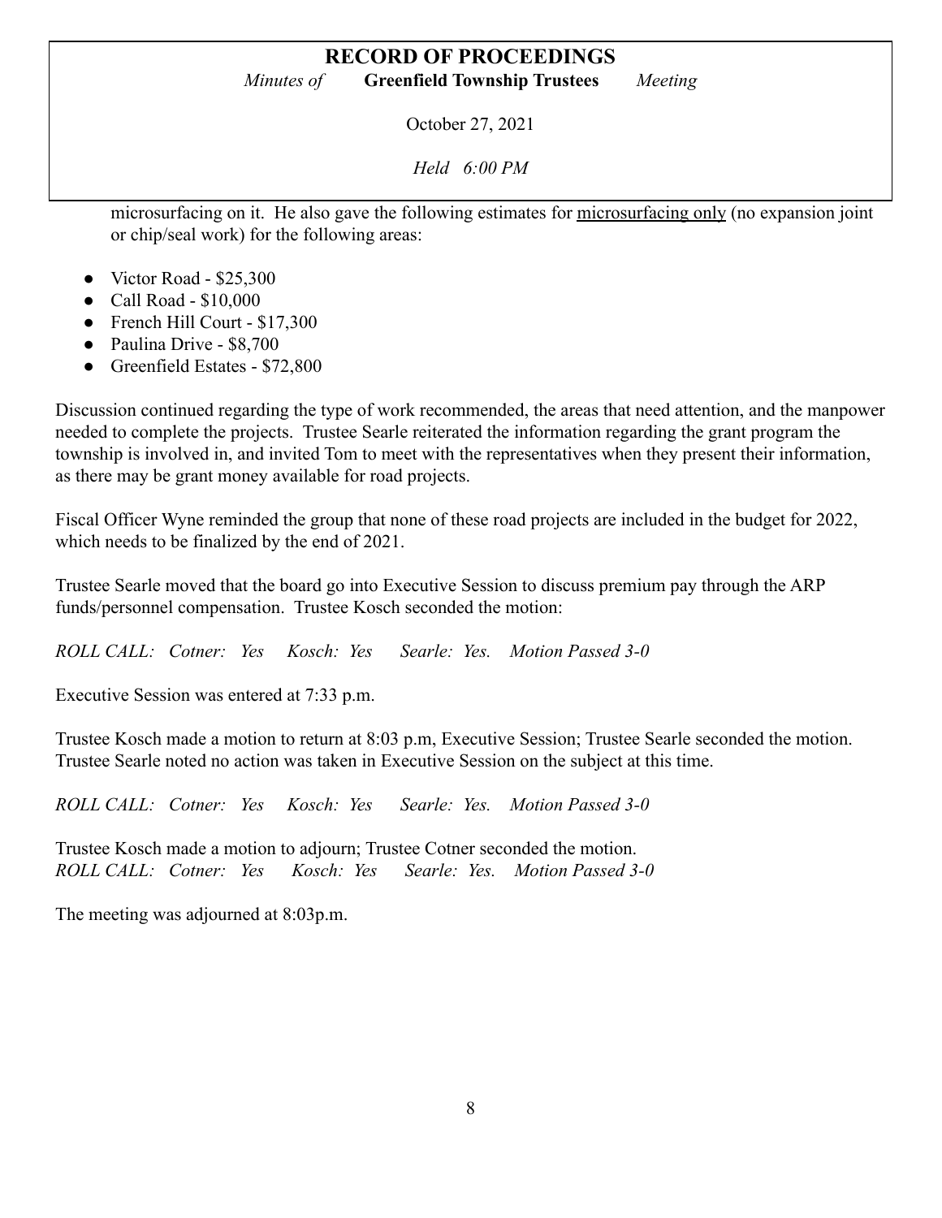microsurfacing on it. He also gave the following estimates for microsurfacing only (no expansion joint or chip/seal work) for the following areas:

- Victor Road - $25,300
- Call Road - $10,000
- French Hill Court - $17,300
- Paulina Drive - $8,700
- Greenfield Estates - $72,800

Discussion continued regarding the type of work recommended, the areas that need attention, and the manpower needed to complete the projects. Trustee Searle reiterated the information regarding the grant program the township is involved in, and invited Tom to meet with the representatives when they present their information, as there may be grant money available for road projects.

Fiscal Officer Wyne reminded the group that none of these road projects are included in the budget for 2022, which needs to be finalized by the end of 2021.

Trustee Searle moved that the board go into Executive Session to discuss premium pay through the ARP funds/personnel compensation. Trustee Kosch seconded the motion:

*ROLL CALL: Cotner: Yes Kosch: Yes Searle: Yes. Motion Passed 3-0*

Executive Session was entered at 7:33 p.m.

Trustee Kosch made a motion to return at 8:03 p.m, Executive Session; Trustee Searle seconded the motion. Trustee Searle noted no action was taken in Executive Session on the subject at this time.

*ROLL CALL: Cotner: Yes Kosch: Yes Searle: Yes. Motion Passed 3-0*

Trustee Kosch made a motion to adjourn; Trustee Cotner seconded the motion.
*ROLL CALL: Cotner: Yes Kosch: Yes Searle: Yes. Motion Passed 3-0*

The meeting was adjourned at 8:03p.m.